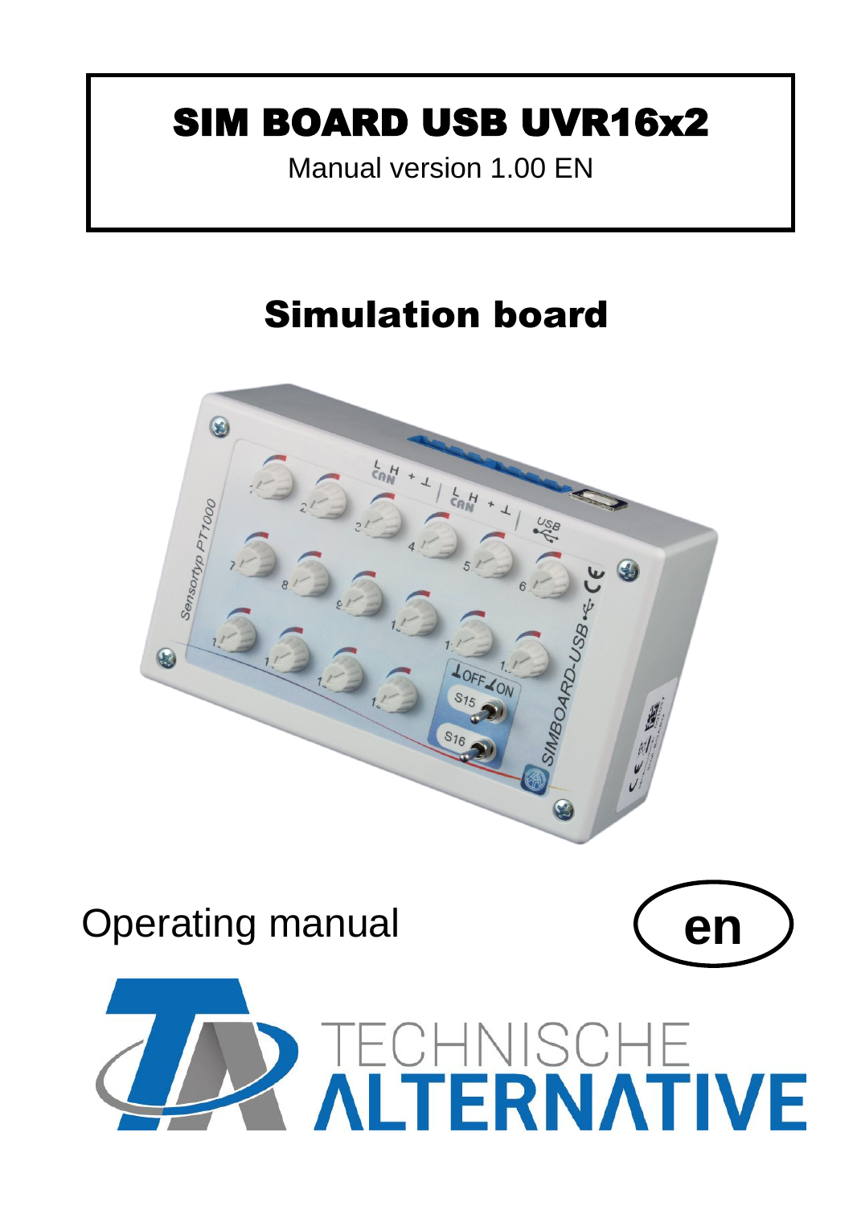# SIM BOARD USB UVR16x2

Manual version 1.00 EN

# Simulation board

Operating manual

**en**

TECHNISCHE ALTERNATIVE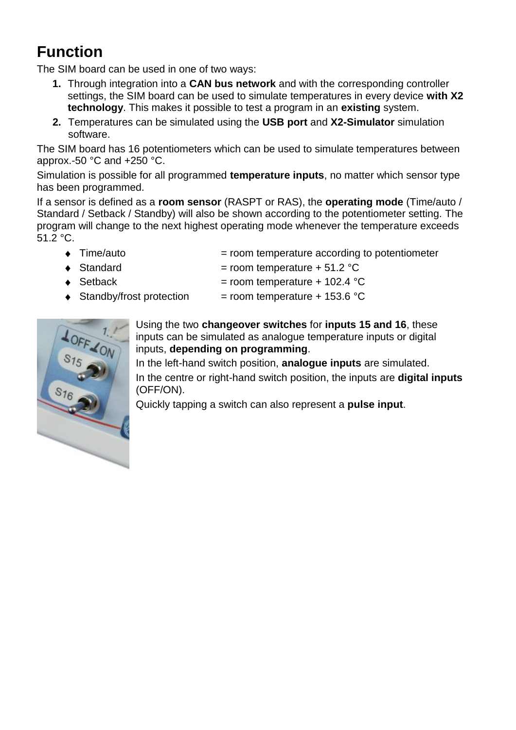# Function

The SIM board can be used in one of two ways:

1. Through integration into a **CAN bus network** and with the corresponding controller settings, the SIM board can be used to simulate temperatures in every device **with X2 technology**. This makes it possible to test a program in an **existing** system.
2. Temperatures can be simulated using the **USB port** and **X2-Simulator** simulation software.

The SIM board has 16 potentiometers which can be used to simulate temperatures between approx.-50 °C and +250 °C.

Simulation is possible for all programmed **temperature inputs**, no matter which sensor type has been programmed.

If a sensor is defined as a **room sensor** (RASPT or RAS), the **operating mode** (Time/auto / Standard / Setback / Standby) will also be shown according to the potentiometer setting. The program will change to the next highest operating mode whenever the temperature exceeds 51.2 °C.

- Time/auto = room temperature according to potentiometer
- Standard = room temperature + 51.2 °C
- Setback = room temperature + 102.4 °C
- Standby/frost protection = room temperature + 153.6 °C

Using the two **changeover switches** for **inputs 15 and 16**, these inputs can be simulated as analogue temperature inputs or digital inputs, **depending on programming**.

In the left-hand switch position, **analogue inputs** are simulated.

In the centre or right-hand switch position, the inputs are **digital inputs** (OFF/ON).

Quickly tapping a switch can also represent a **pulse input**.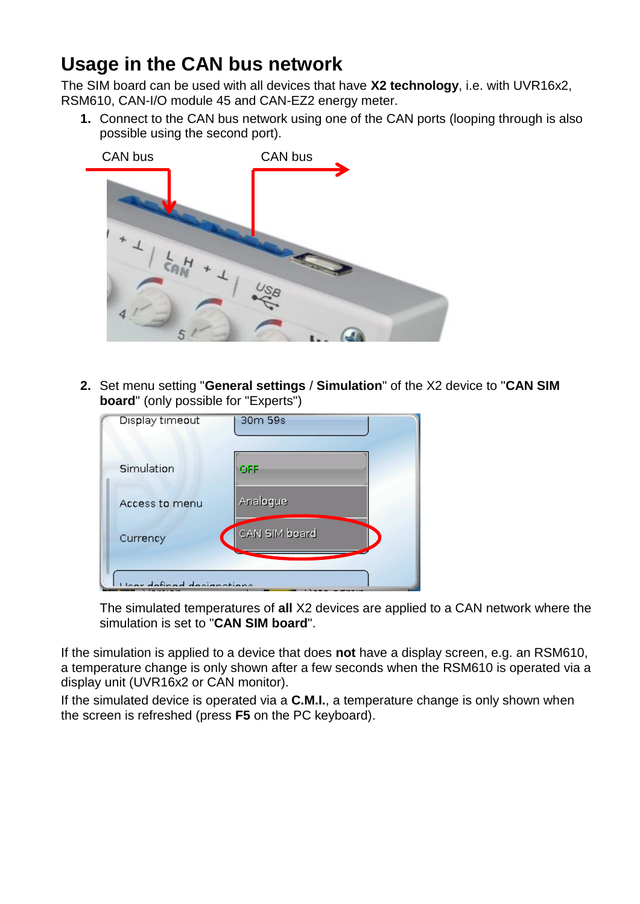## Usage in the CAN bus network

The SIM board can be used with all devices that have **X2 technology**, i.e. with UVR16x2, RSM610, CAN-I/O module 45 and CAN-EZ2 energy meter.

1. Connect to the CAN bus network using one of the CAN ports (looping through is also possible using the second port).

2. Set menu setting "**General settings** / **Simulation**" of the X2 device to "**CAN SIM board**" (only possible for "Experts")

   The simulated temperatures of **all** X2 devices are applied to a CAN network where the simulation is set to "**CAN SIM board**".

If the simulation is applied to a device that does **not** have a display screen, e.g. an RSM610, a temperature change is only shown after a few seconds when the RSM610 is operated via a display unit (UVR16x2 or CAN monitor).

If the simulated device is operated via a **C.M.I.**, a temperature change is only shown when the screen is refreshed (press **F5** on the PC keyboard).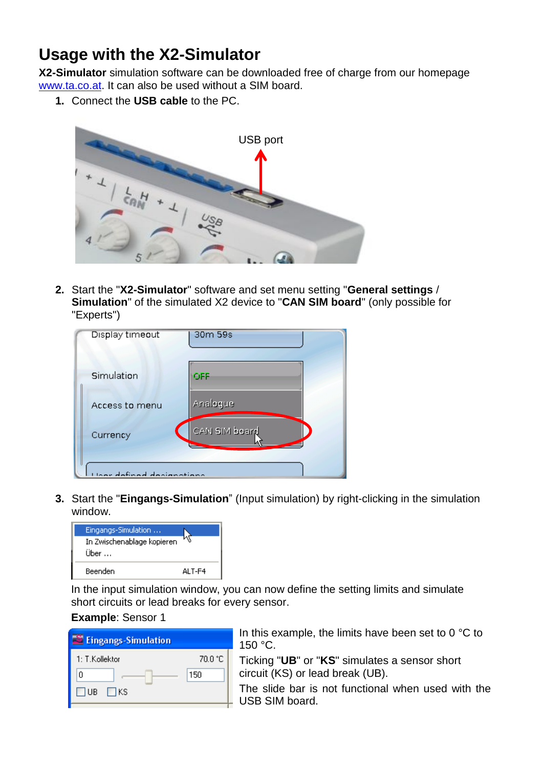# Usage with the X2-Simulator

**X2-Simulator** simulation software can be downloaded free of charge from our homepage www.ta.co.at. It can also be used without a SIM board.

1. Connect the **USB cable** to the PC.

2. Start the "**X2-Simulator**" software and set menu setting "**General settings** / **Simulation**" of the simulated X2 device to "**CAN SIM board**" (only possible for "Experts")

3. Start the "**Eingangs-Simulation**" (Input simulation) by right-clicking in the simulation window.

   In the input simulation window, you can now define the setting limits and simulate short circuits or lead breaks for every sensor.

   **Example**: Sensor 1

   In this example, the limits have been set to 0 °C to 150 °C.

   Ticking "**UB**" or "**KS**" simulates a sensor short circuit (KS) or lead break (UB).

   The slide bar is not functional when used with the USB SIM board.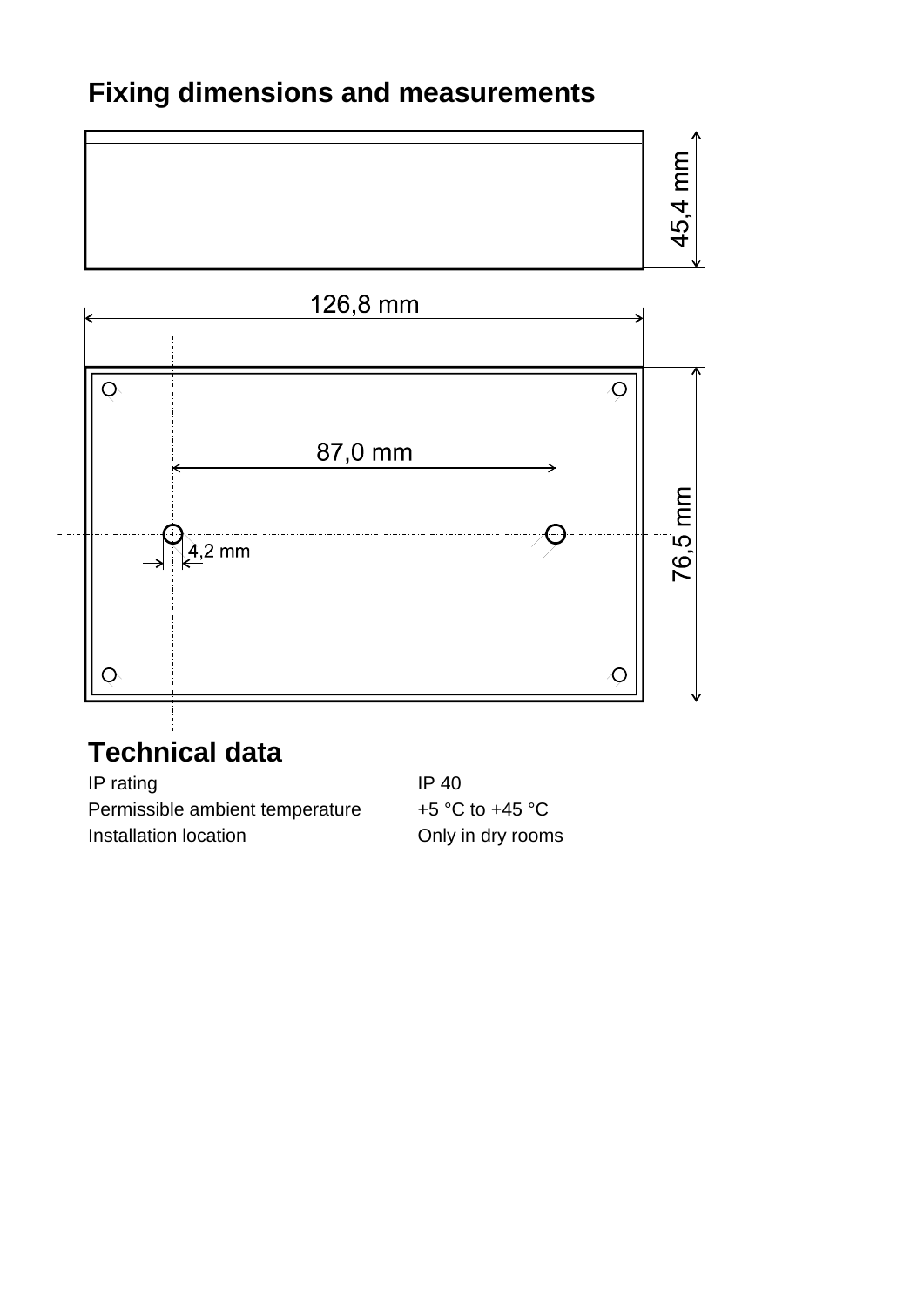## Fixing dimensions and measurements

45,4 mm

126,8 mm

87,0 mm

4,2 mm

76,5 mm

## Technical data

| | |
|---|---|
| IP rating | IP 40 |
| Permissible ambient temperature | +5 °C to +45 °C |
| Installation location | Only in dry rooms |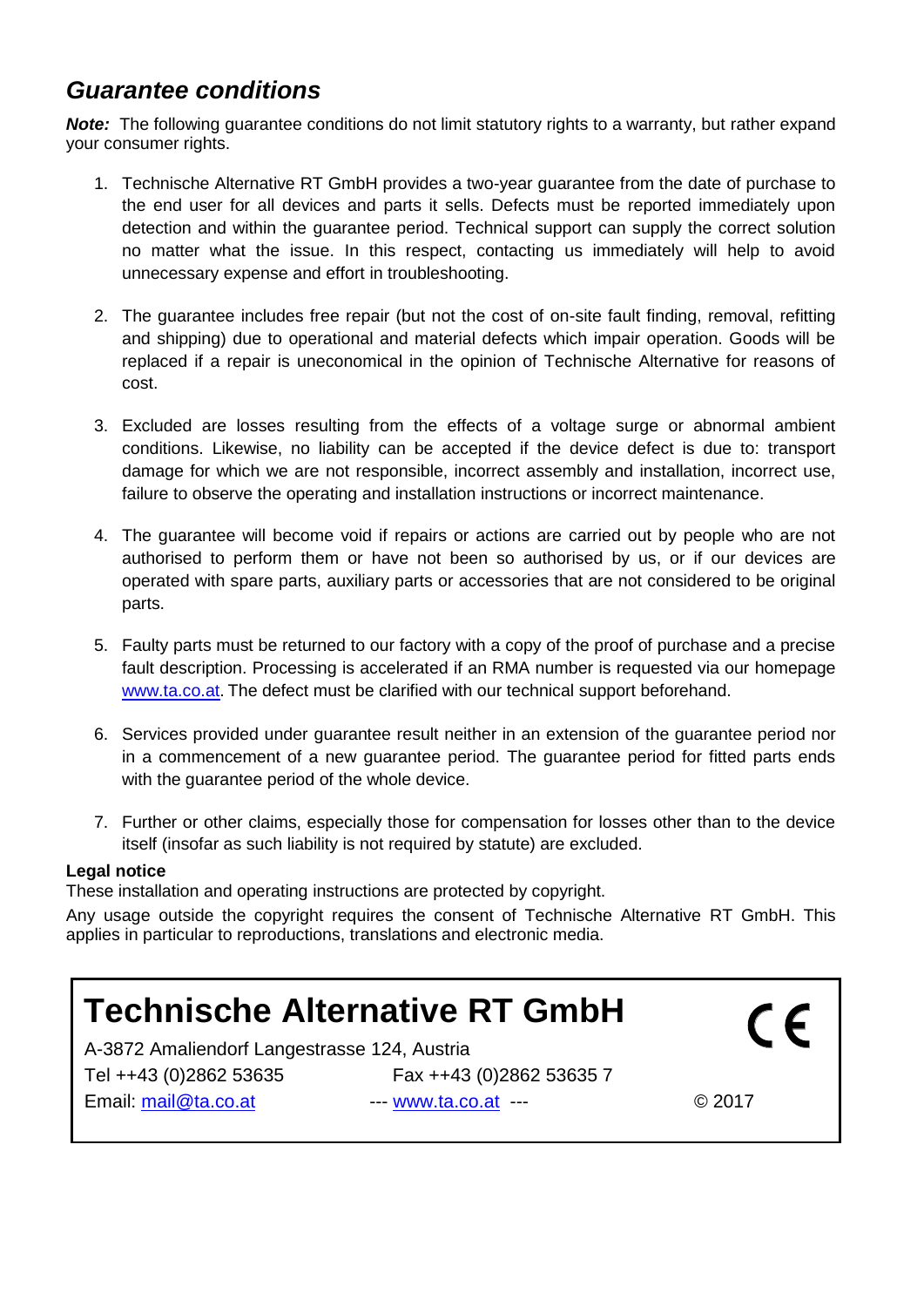## *Guarantee conditions*

***Note:*** The following guarantee conditions do not limit statutory rights to a warranty, but rather expand your consumer rights.

1. Technische Alternative RT GmbH provides a two-year guarantee from the date of purchase to the end user for all devices and parts it sells. Defects must be reported immediately upon detection and within the guarantee period. Technical support can supply the correct solution no matter what the issue. In this respect, contacting us immediately will help to avoid unnecessary expense and effort in troubleshooting.

2. The guarantee includes free repair (but not the cost of on-site fault finding, removal, refitting and shipping) due to operational and material defects which impair operation. Goods will be replaced if a repair is uneconomical in the opinion of Technische Alternative for reasons of cost.

3. Excluded are losses resulting from the effects of a voltage surge or abnormal ambient conditions. Likewise, no liability can be accepted if the device defect is due to: transport damage for which we are not responsible, incorrect assembly and installation, incorrect use, failure to observe the operating and installation instructions or incorrect maintenance.

4. The guarantee will become void if repairs or actions are carried out by people who are not authorised to perform them or have not been so authorised by us, or if our devices are operated with spare parts, auxiliary parts or accessories that are not considered to be original parts.

5. Faulty parts must be returned to our factory with a copy of the proof of purchase and a precise fault description. Processing is accelerated if an RMA number is requested via our homepage www.ta.co.at. The defect must be clarified with our technical support beforehand.

6. Services provided under guarantee result neither in an extension of the guarantee period nor in a commencement of a new guarantee period. The guarantee period for fitted parts ends with the guarantee period of the whole device.

7. Further or other claims, especially those for compensation for losses other than to the device itself (insofar as such liability is not required by statute) are excluded.

**Legal notice**

These installation and operating instructions are protected by copyright.

Any usage outside the copyright requires the consent of Technische Alternative RT GmbH. This applies in particular to reproductions, translations and electronic media.

# Technische Alternative RT GmbH

CE

A-3872 Amaliendorf Langestrasse 124, Austria

Tel ++43 (0)2862 53635 Fax ++43 (0)2862 53635 7

Email: mail@ta.co.at --- www.ta.co.at --- © 2017